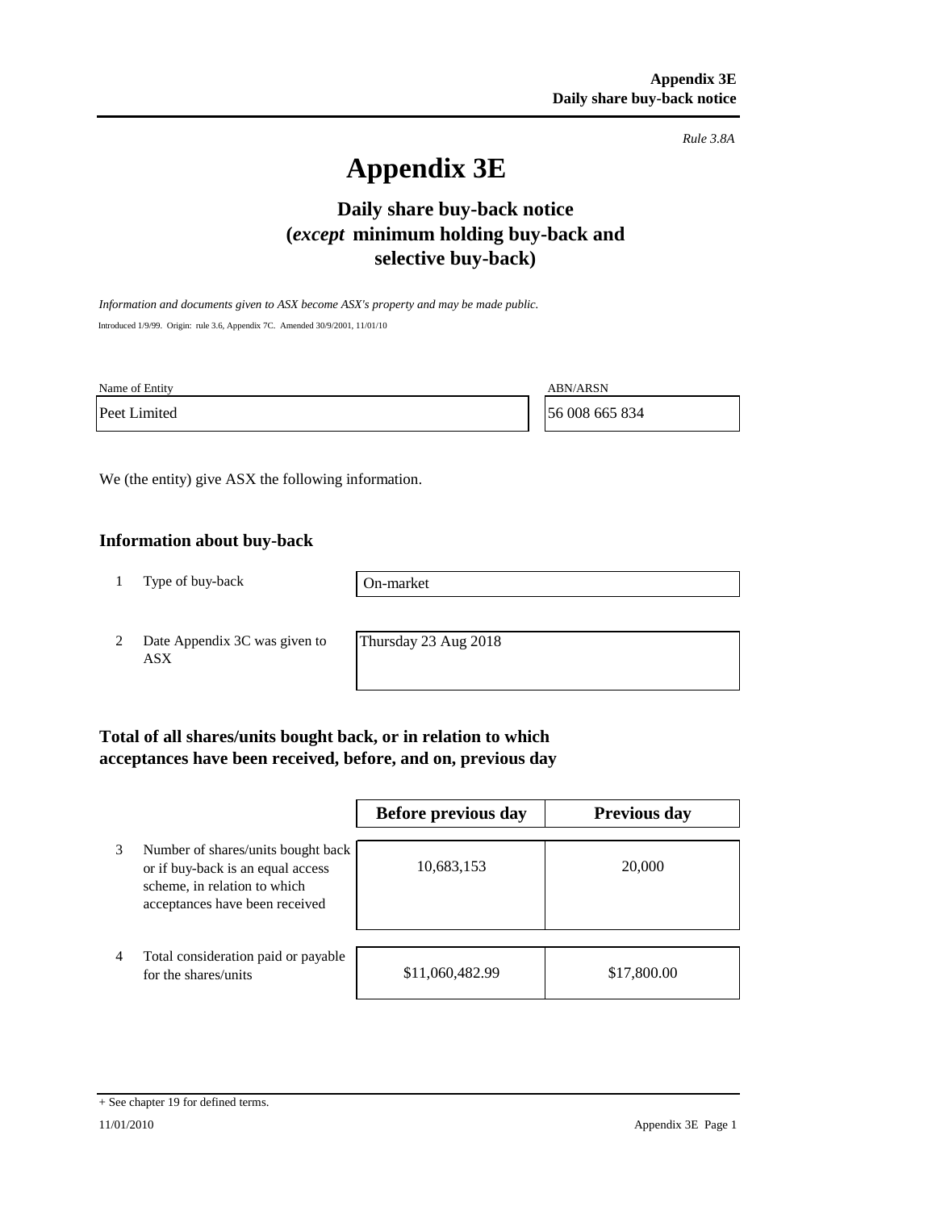*Rule 3.8A*

# Appendix 3E

## Daily share buy-back notice
## (*except* minimum holding buy-back and selective buy-back)

*Information and documents given to ASX become ASX's property and may be made public.*

Introduced 1/9/99. Origin: rule 3.6, Appendix 7C. Amended 30/9/2001, 11/01/10

| Name of Entity | ABN/ARSN |
|---|---|
| Peet Limited | 56 008 665 834 |

We (the entity) give ASX the following information.

### Information about buy-back

| | | |
|---|---|---|
| 1 | Type of buy-back | On-market |
| 2 | Date Appendix 3C was given to ASX | Thursday 23 Aug 2018 |

### Total of all shares/units bought back, or in relation to which acceptances have been received, before, and on, previous day

| | | Before previous day | Previous day |
|---|---|---|---|
| 3 | Number of shares/units bought back or if buy-back is an equal access scheme, in relation to which acceptances have been received | 10,683,153 | 20,000 |
| 4 | Total consideration paid or payable for the shares/units | $11,060,482.99 | $17,800.00 |

+ See chapter 19 for defined terms.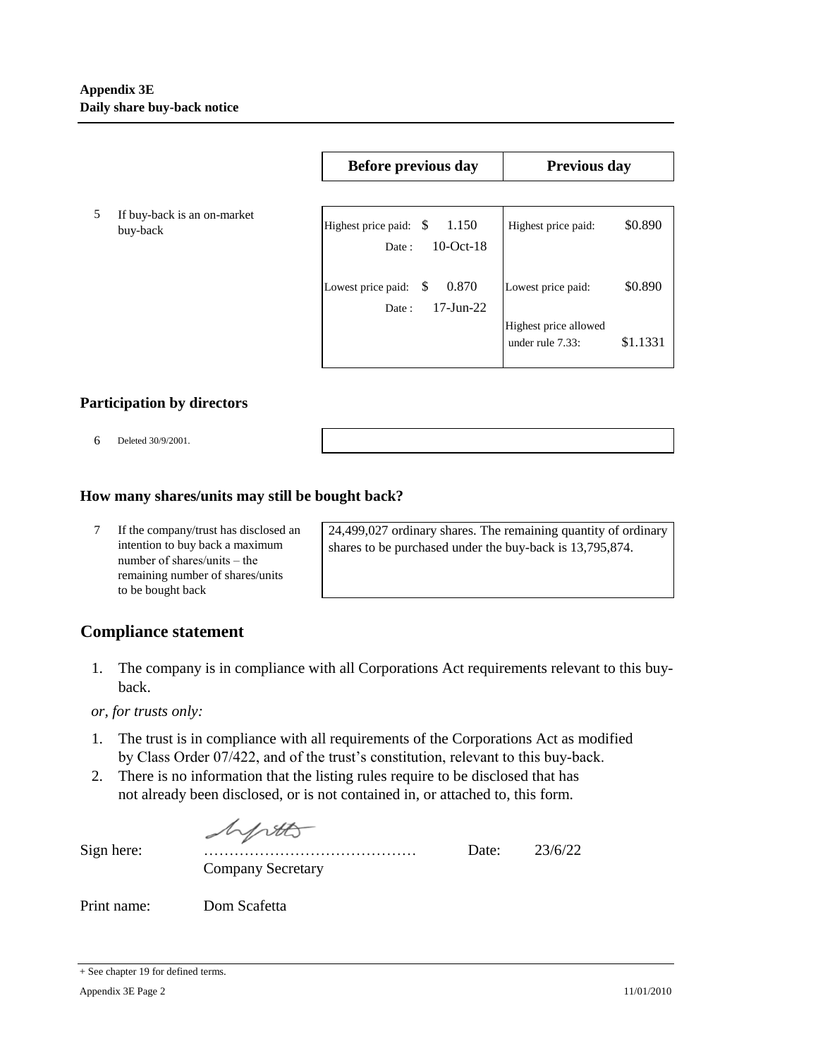**Appendix 3E**
**Daily share buy-back notice**

| | | Before previous day | Previous day |
|---|---|---|---|
| 5 | If buy-back is an on-market buy-back | Highest price paid: $ 1.150<br>Date : 10-Oct-18<br><br>Lowest price paid: $ 0.870<br>Date : 17-Jun-22 | Highest price paid: $0.890<br><br>Lowest price paid: $0.890<br><br>Highest price allowed under rule 7.33: $1.1331 |

## Participation by directors

| | | |
|---|---|---|
| 6 | Deleted 30/9/2001. | |

## How many shares/units may still be bought back?

| | | |
|---|---|---|
| 7 | If the company/trust has disclosed an intention to buy back a maximum number of shares/units – the remaining number of shares/units to be bought back | 24,499,027 ordinary shares. The remaining quantity of ordinary shares to be purchased under the buy-back is 13,795,874. |

## Compliance statement

1. The company is in compliance with all Corporations Act requirements relevant to this buy-back.

*or, for trusts only:*

1. The trust is in compliance with all requirements of the Corporations Act as modified by Class Order 07/422, and of the trust's constitution, relevant to this buy-back.
2. There is no information that the listing rules require to be disclosed that has not already been disclosed, or is not contained in, or attached to, this form.

Sign here: ……………………………………
Company Secretary

Date: 23/6/22

Print name: Dom Scafetta

+ See chapter 19 for defined terms.